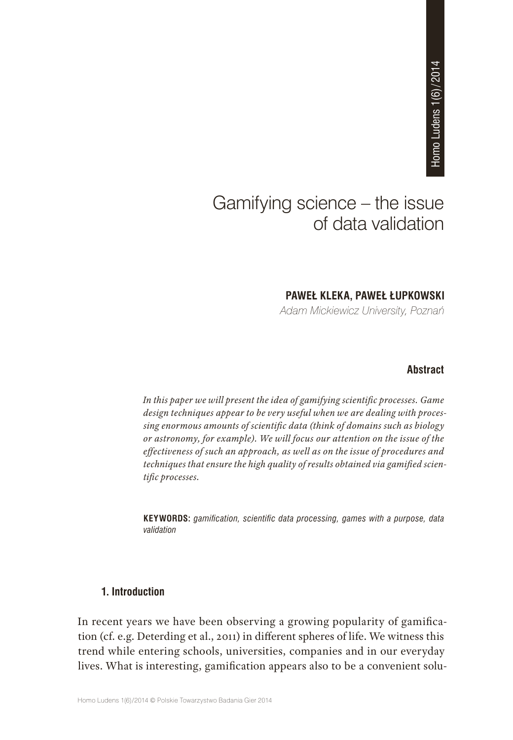# Gamifying science – the issue of data validation

**PAWEŁ KLEKA, PAWEŁ ŁUPKOWSKI**

*Adam Mickiewicz University, Poznań*

**Abstract**

*In this paper we will present the idea of gamifying scientific processes. Game design techniques appear to be very useful when we are dealing with processing enormous amounts of scientific data (think of domains such as biology or astronomy, for example). We will focus our attention on the issue of the effectiveness of such an approach, as well as on the issue of procedures and techniques that ensure the high quality of results obtained via gamified scientific processes.*

**KEYWORDS:** *gamification, scientific data processing, games with a purpose, data validation*

## 1. Introduction

In recent years we have been observing a growing popularity of gamification (cf. e.g. Deterding et al., 2011) in different spheres of life. We witness this trend while entering schools, universities, companies and in our everyday lives. What is interesting, gamification appears also to be a convenient solu-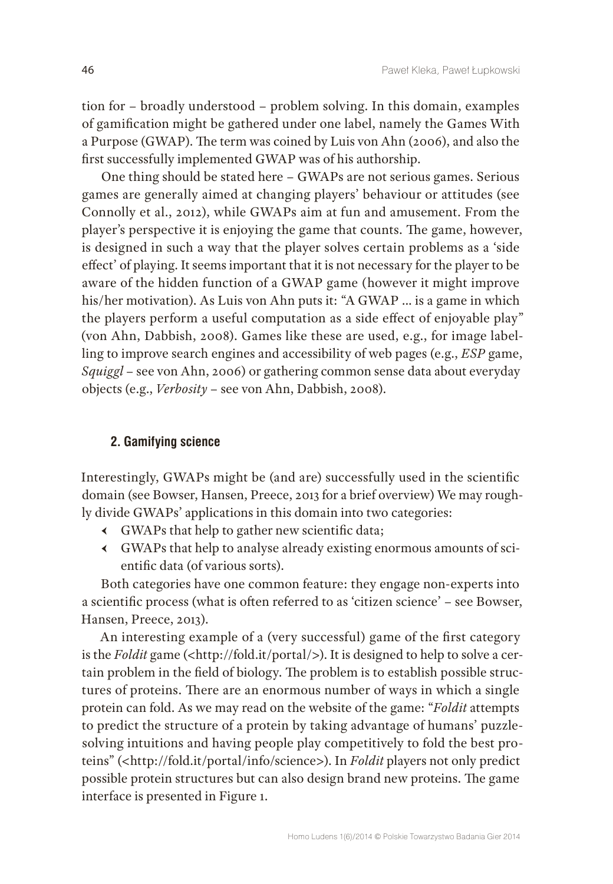tion for – broadly understood – problem solving. In this domain, examples of gamification might be gathered under one label, namely the Games With a Purpose (GWAP). The term was coined by Luis von Ahn (2006), and also the first successfully implemented GWAP was of his authorship.

One thing should be stated here – GWAPs are not serious games. Serious games are generally aimed at changing players' behaviour or attitudes (see Connolly et al., 2012), while GWAPs aim at fun and amusement. From the player's perspective it is enjoying the game that counts. The game, however, is designed in such a way that the player solves certain problems as a 'side effect' of playing. It seems important that it is not necessary for the player to be aware of the hidden function of a GWAP game (however it might improve his/her motivation). As Luis von Ahn puts it: "A GWAP … is a game in which the players perform a useful computation as a side effect of enjoyable play" (von Ahn, Dabbish, 2008). Games like these are used, e.g., for image labelling to improve search engines and accessibility of web pages (e.g., *ESP* game, *Squiggl* – see von Ahn, 2006) or gathering common sense data about everyday objects (e.g., *Verbosity* – see von Ahn, Dabbish, 2008).

## 2. Gamifying science

Interestingly, GWAPs might be (and are) successfully used in the scientific domain (see Bowser, Hansen, Preece, 2013 for a brief overview) We may roughly divide GWAPs' applications in this domain into two categories:

- GWAPs that help to gather new scientific data;
- GWAPs that help to analyse already existing enormous amounts of scientific data (of various sorts).

Both categories have one common feature: they engage non-experts into a scientific process (what is often referred to as 'citizen science' – see Bowser, Hansen, Preece, 2013).

An interesting example of a (very successful) game of the first category is the *Foldit* game (<http://fold.it/portal/>). It is designed to help to solve a certain problem in the field of biology. The problem is to establish possible structures of proteins. There are an enormous number of ways in which a single protein can fold. As we may read on the website of the game: "*Foldit* attempts to predict the structure of a protein by taking advantage of humans' puzzle-solving intuitions and having people play competitively to fold the best proteins" (<http://fold.it/portal/info/science>). In *Foldit* players not only predict possible protein structures but can also design brand new proteins. The game interface is presented in Figure 1.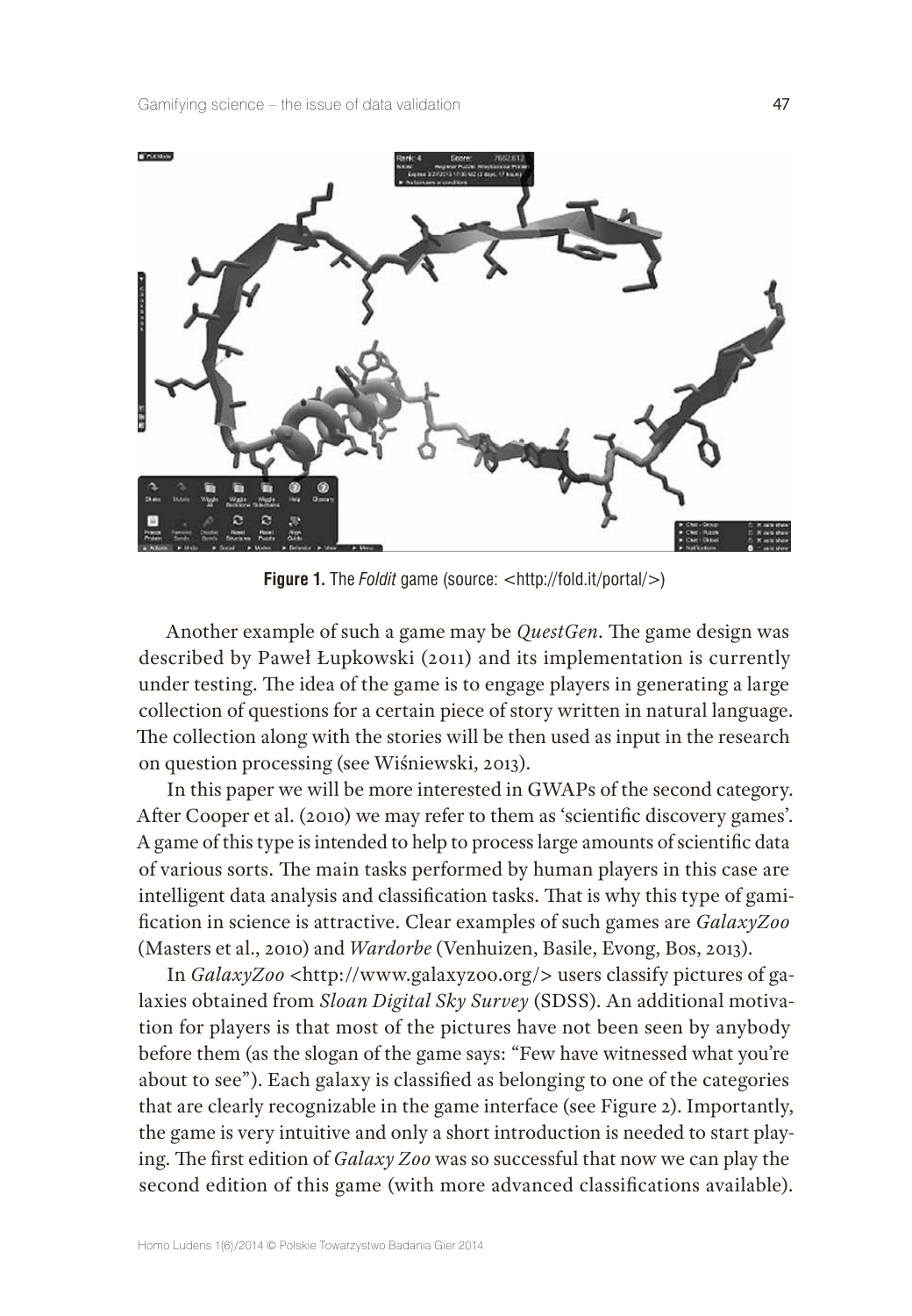**Figure 1.** The *Foldit* game (source: <http://fold.it/portal/>)

Another example of such a game may be *QuestGen*. The game design was described by Paweł Łupkowski (2011) and its implementation is currently under testing. The idea of the game is to engage players in generating a large collection of questions for a certain piece of story written in natural language. The collection along with the stories will be then used as input in the research on question processing (see Wiśniewski, 2013).

In this paper we will be more interested in GWAPs of the second category. After Cooper et al. (2010) we may refer to them as 'scientific discovery games'. A game of this type is intended to help to process large amounts of scientific data of various sorts. The main tasks performed by human players in this case are intelligent data analysis and classification tasks. That is why this type of gamification in science is attractive. Clear examples of such games are *GalaxyZoo* (Masters et al., 2010) and *Wardorbe* (Venhuizen, Basile, Evong, Bos, 2013).

In *GalaxyZoo* <http://www.galaxyzoo.org/> users classify pictures of galaxies obtained from *Sloan Digital Sky Survey* (SDSS). An additional motivation for players is that most of the pictures have not been seen by anybody before them (as the slogan of the game says: "Few have witnessed what you're about to see"). Each galaxy is classified as belonging to one of the categories that are clearly recognizable in the game interface (see Figure 2). Importantly, the game is very intuitive and only a short introduction is needed to start playing. The first edition of *Galaxy Zoo* was so successful that now we can play the second edition of this game (with more advanced classifications available).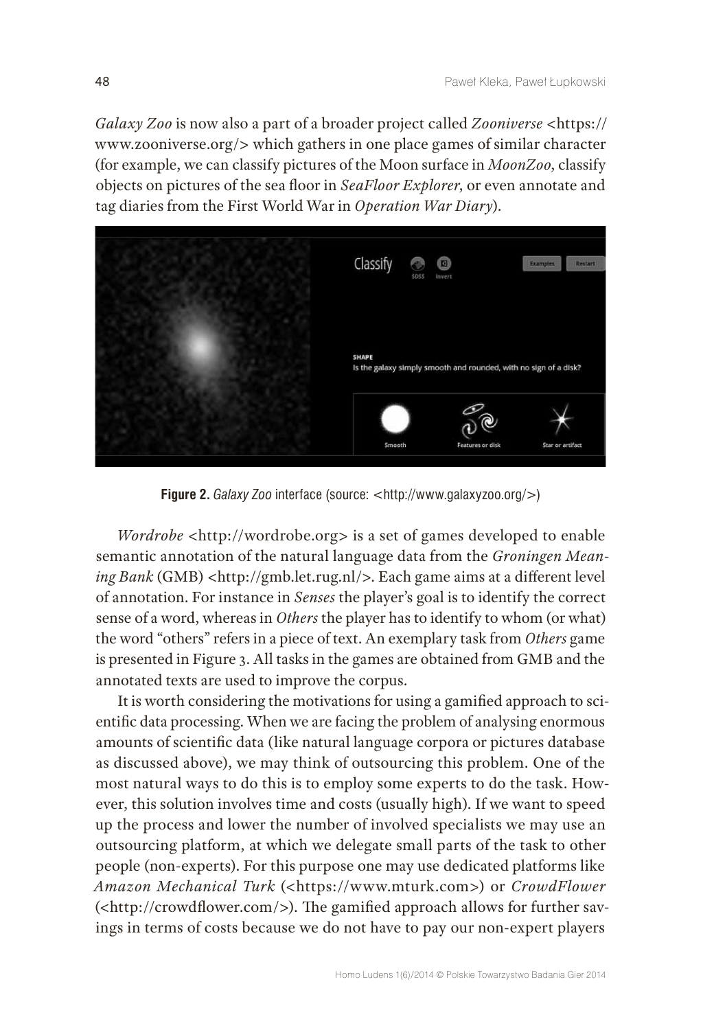*Galaxy Zoo* is now also a part of a broader project called *Zooniverse* <https://www.zooniverse.org/> which gathers in one place games of similar character (for example, we can classify pictures of the Moon surface in *MoonZoo*, classify objects on pictures of the sea floor in *SeaFloor Explorer*, or even annotate and tag diaries from the First World War in *Operation War Diary*).

**Figure 2.** *Galaxy Zoo* interface (source: <http://www.galaxyzoo.org/>)

*Wordrobe* <http://wordrobe.org> is a set of games developed to enable semantic annotation of the natural language data from the *Groningen Meaning Bank* (GMB) <http://gmb.let.rug.nl/>. Each game aims at a different level of annotation. For instance in *Senses* the player's goal is to identify the correct sense of a word, whereas in *Others* the player has to identify to whom (or what) the word "others" refers in a piece of text. An exemplary task from *Others* game is presented in Figure 3. All tasks in the games are obtained from GMB and the annotated texts are used to improve the corpus.

It is worth considering the motivations for using a gamified approach to scientific data processing. When we are facing the problem of analysing enormous amounts of scientific data (like natural language corpora or pictures database as discussed above), we may think of outsourcing this problem. One of the most natural ways to do this is to employ some experts to do the task. However, this solution involves time and costs (usually high). If we want to speed up the process and lower the number of involved specialists we may use an outsourcing platform, at which we delegate small parts of the task to other people (non-experts). For this purpose one may use dedicated platforms like *Amazon Mechanical Turk* (<https://www.mturk.com>) or *CrowdFlower* (<http://crowdflower.com/>). The gamified approach allows for further savings in terms of costs because we do not have to pay our non-expert players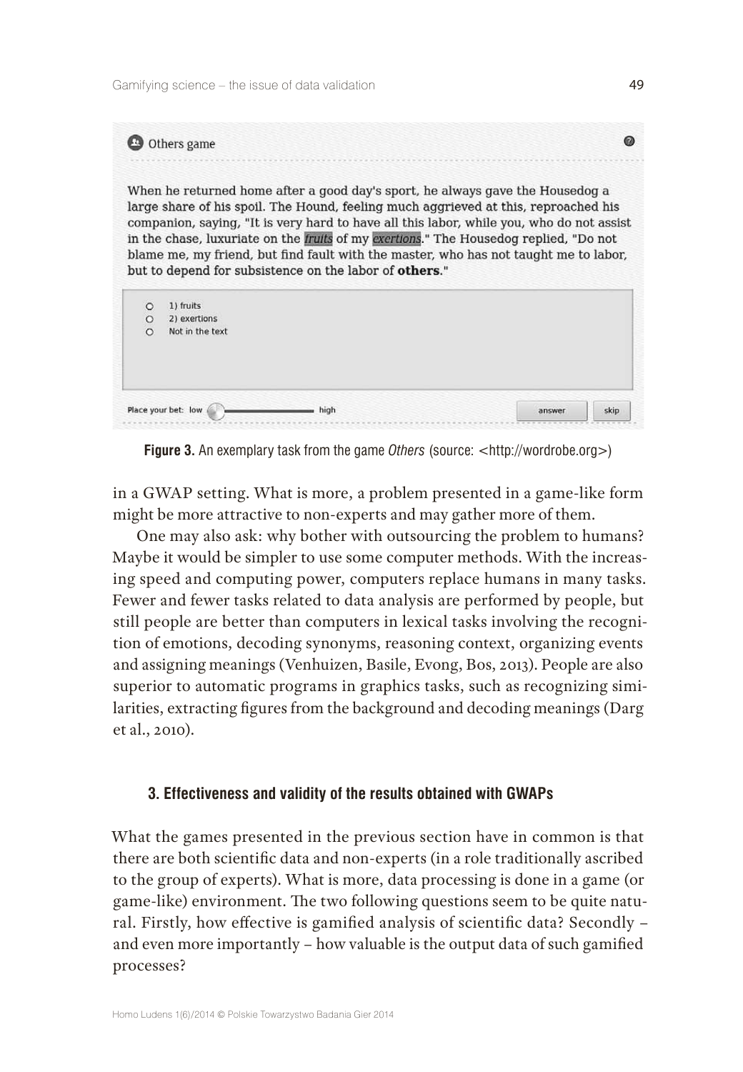Others game

When he returned home after a good day's sport, he always gave the Housedog a large share of his spoil. The Hound, feeling much aggrieved at this, reproached his companion, saying, "It is very hard to have all this labor, while you, who do not assist in the chase, luxuriate on the *fruits* of my *exertions*." The Housedog replied, "Do not blame me, my friend, but find fault with the master, who has not taught me to labor, but to depend for subsistence on the labor of **others**."

- 1) fruits
- 2) exertions
- Not in the text

Place your bet: low — high | answer | skip

**Figure 3.** An exemplary task from the game *Others* (source: <http://wordrobe.org>)

in a GWAP setting. What is more, a problem presented in a game-like form might be more attractive to non-experts and may gather more of them.

One may also ask: why bother with outsourcing the problem to humans? Maybe it would be simpler to use some computer methods. With the increasing speed and computing power, computers replace humans in many tasks. Fewer and fewer tasks related to data analysis are performed by people, but still people are better than computers in lexical tasks involving the recognition of emotions, decoding synonyms, reasoning context, organizing events and assigning meanings (Venhuizen, Basile, Evong, Bos, 2013). People are also superior to automatic programs in graphics tasks, such as recognizing similarities, extracting figures from the background and decoding meanings (Darg et al., 2010).

### 3. Effectiveness and validity of the results obtained with GWAPs

What the games presented in the previous section have in common is that there are both scientific data and non-experts (in a role traditionally ascribed to the group of experts). What is more, data processing is done in a game (or game-like) environment. The two following questions seem to be quite natural. Firstly, how effective is gamified analysis of scientific data? Secondly – and even more importantly – how valuable is the output data of such gamified processes?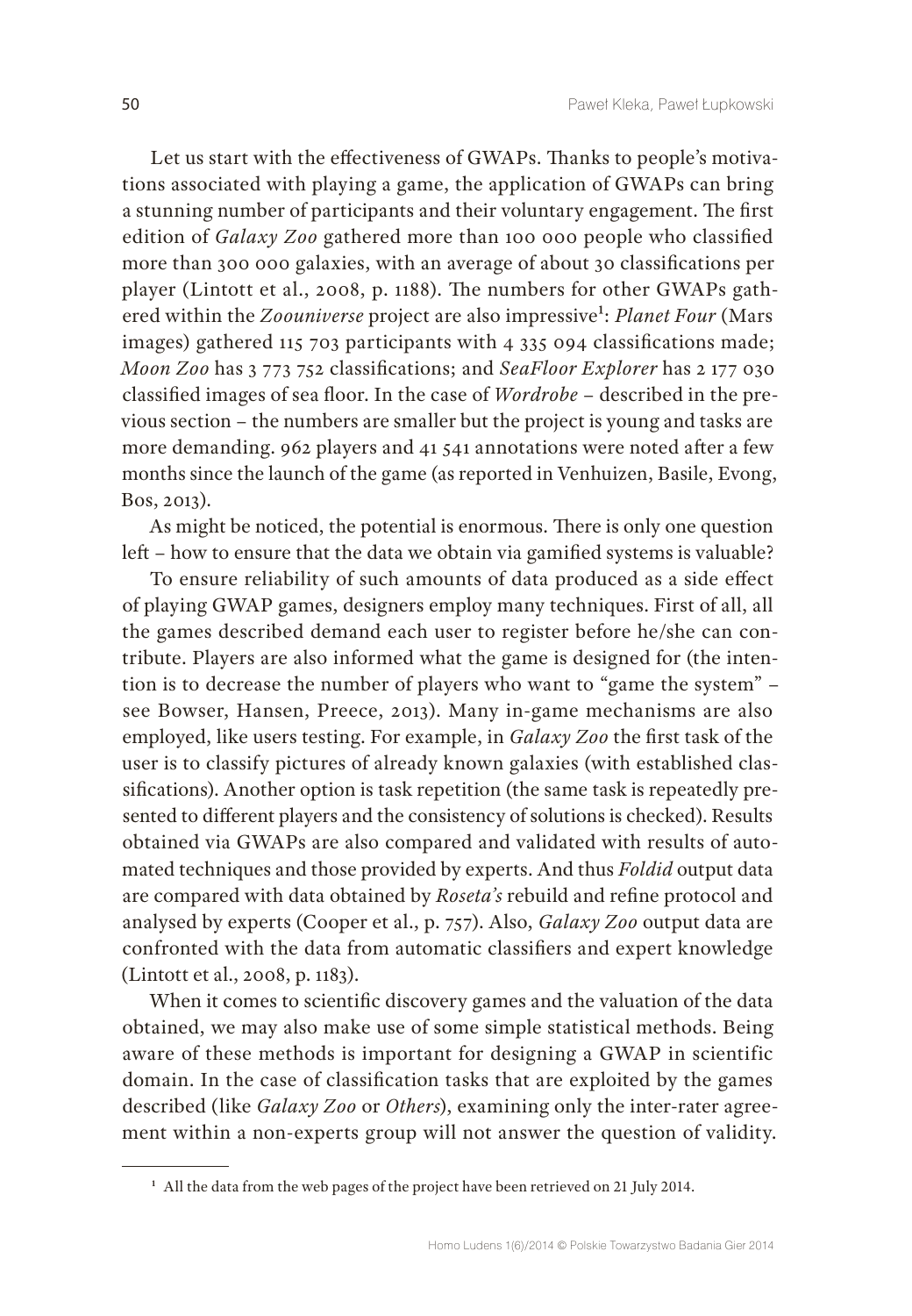Let us start with the effectiveness of GWAPs. Thanks to people's motivations associated with playing a game, the application of GWAPs can bring a stunning number of participants and their voluntary engagement. The first edition of *Galaxy Zoo* gathered more than 100 000 people who classified more than 300 000 galaxies, with an average of about 30 classifications per player (Lintott et al., 2008, p. 1188). The numbers for other GWAPs gathered within the *Zoouniverse* project are also impressive[1]: *Planet Four* (Mars images) gathered 115 703 participants with 4 335 094 classifications made; *Moon Zoo* has 3 773 752 classifications; and *SeaFloor Explorer* has 2 177 030 classified images of sea floor. In the case of *Wordrobe* – described in the previous section – the numbers are smaller but the project is young and tasks are more demanding. 962 players and 41 541 annotations were noted after a few months since the launch of the game (as reported in Venhuizen, Basile, Evong, Bos, 2013).

As might be noticed, the potential is enormous. There is only one question left – how to ensure that the data we obtain via gamified systems is valuable?

To ensure reliability of such amounts of data produced as a side effect of playing GWAP games, designers employ many techniques. First of all, all the games described demand each user to register before he/she can contribute. Players are also informed what the game is designed for (the intention is to decrease the number of players who want to "game the system" – see Bowser, Hansen, Preece, 2013). Many in-game mechanisms are also employed, like users testing. For example, in *Galaxy Zoo* the first task of the user is to classify pictures of already known galaxies (with established classifications). Another option is task repetition (the same task is repeatedly presented to different players and the consistency of solutions is checked). Results obtained via GWAPs are also compared and validated with results of automated techniques and those provided by experts. And thus *Foldid* output data are compared with data obtained by *Roseta's* rebuild and refine protocol and analysed by experts (Cooper et al., p. 757). Also, *Galaxy Zoo* output data are confronted with the data from automatic classifiers and expert knowledge (Lintott et al., 2008, p. 1183).

When it comes to scientific discovery games and the valuation of the data obtained, we may also make use of some simple statistical methods. Being aware of these methods is important for designing a GWAP in scientific domain. In the case of classification tasks that are exploited by the games described (like *Galaxy Zoo* or *Others*), examining only the inter-rater agreement within a non-experts group will not answer the question of validity.

[1] All the data from the web pages of the project have been retrieved on 21 July 2014.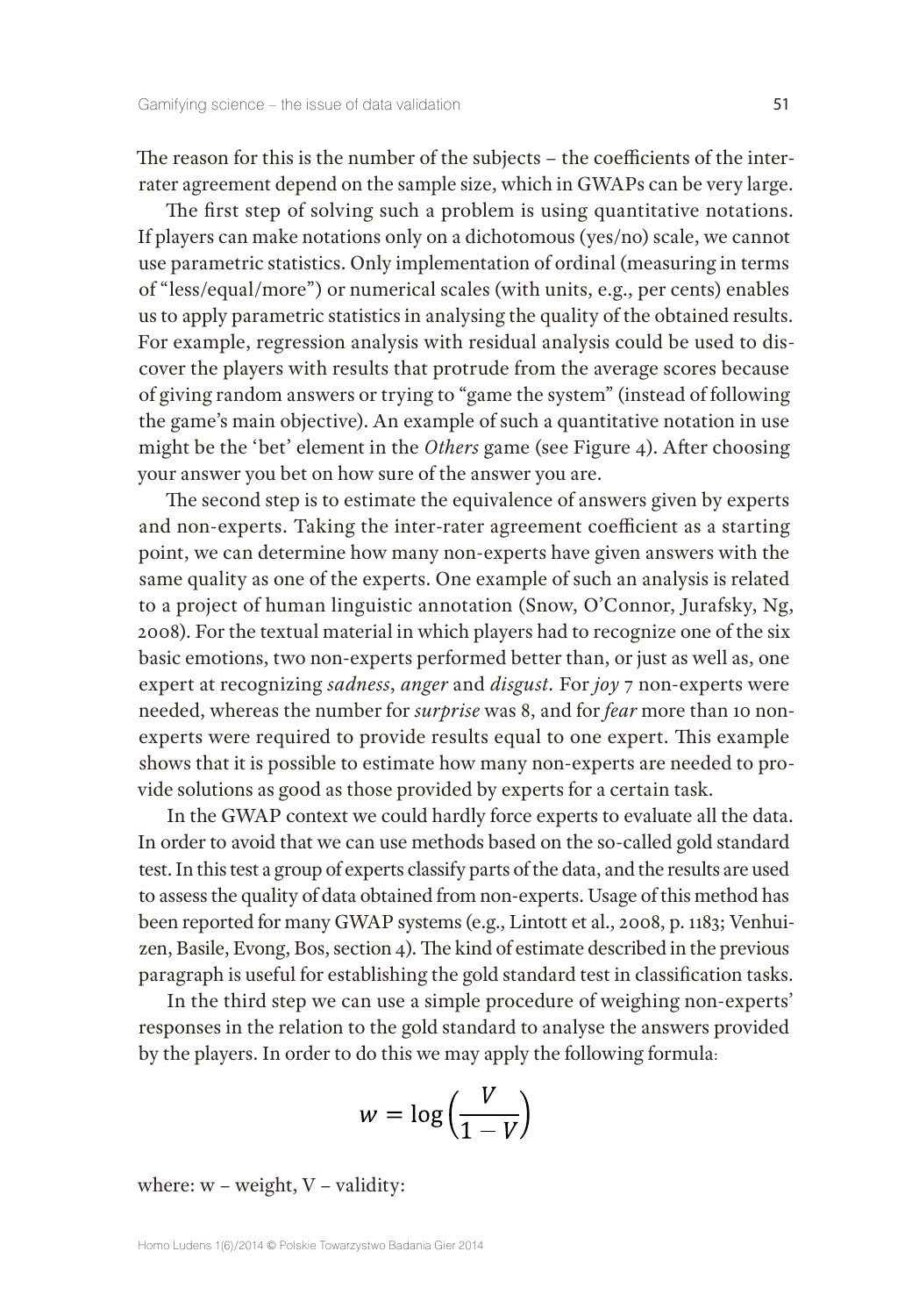The reason for this is the number of the subjects – the coefficients of the inter-rater agreement depend on the sample size, which in GWAPs can be very large.

The first step of solving such a problem is using quantitative notations. If players can make notations only on a dichotomous (yes/no) scale, we cannot use parametric statistics. Only implementation of ordinal (measuring in terms of "less/equal/more") or numerical scales (with units, e.g., per cents) enables us to apply parametric statistics in analysing the quality of the obtained results. For example, regression analysis with residual analysis could be used to discover the players with results that protrude from the average scores because of giving random answers or trying to "game the system" (instead of following the game's main objective). An example of such a quantitative notation in use might be the 'bet' element in the *Others* game (see Figure 4). After choosing your answer you bet on how sure of the answer you are.

The second step is to estimate the equivalence of answers given by experts and non-experts. Taking the inter-rater agreement coefficient as a starting point, we can determine how many non-experts have given answers with the same quality as one of the experts. One example of such an analysis is related to a project of human linguistic annotation (Snow, O'Connor, Jurafsky, Ng, 2008). For the textual material in which players had to recognize one of the six basic emotions, two non-experts performed better than, or just as well as, one expert at recognizing *sadness*, *anger* and *disgust*. For *joy* 7 non-experts were needed, whereas the number for *surprise* was 8, and for *fear* more than 10 non-experts were required to provide results equal to one expert. This example shows that it is possible to estimate how many non-experts are needed to provide solutions as good as those provided by experts for a certain task.

In the GWAP context we could hardly force experts to evaluate all the data. In order to avoid that we can use methods based on the so-called gold standard test. In this test a group of experts classify parts of the data, and the results are used to assess the quality of data obtained from non-experts. Usage of this method has been reported for many GWAP systems (e.g., Lintott et al., 2008, p. 1183; Venhuizen, Basile, Evong, Bos, section 4). The kind of estimate described in the previous paragraph is useful for establishing the gold standard test in classification tasks.

In the third step we can use a simple procedure of weighing non-experts' responses in the relation to the gold standard to analyse the answers provided by the players. In order to do this we may apply the following formula:

$$w = \log\left(\frac{V}{1-V}\right)$$

where: w – weight, V – validity: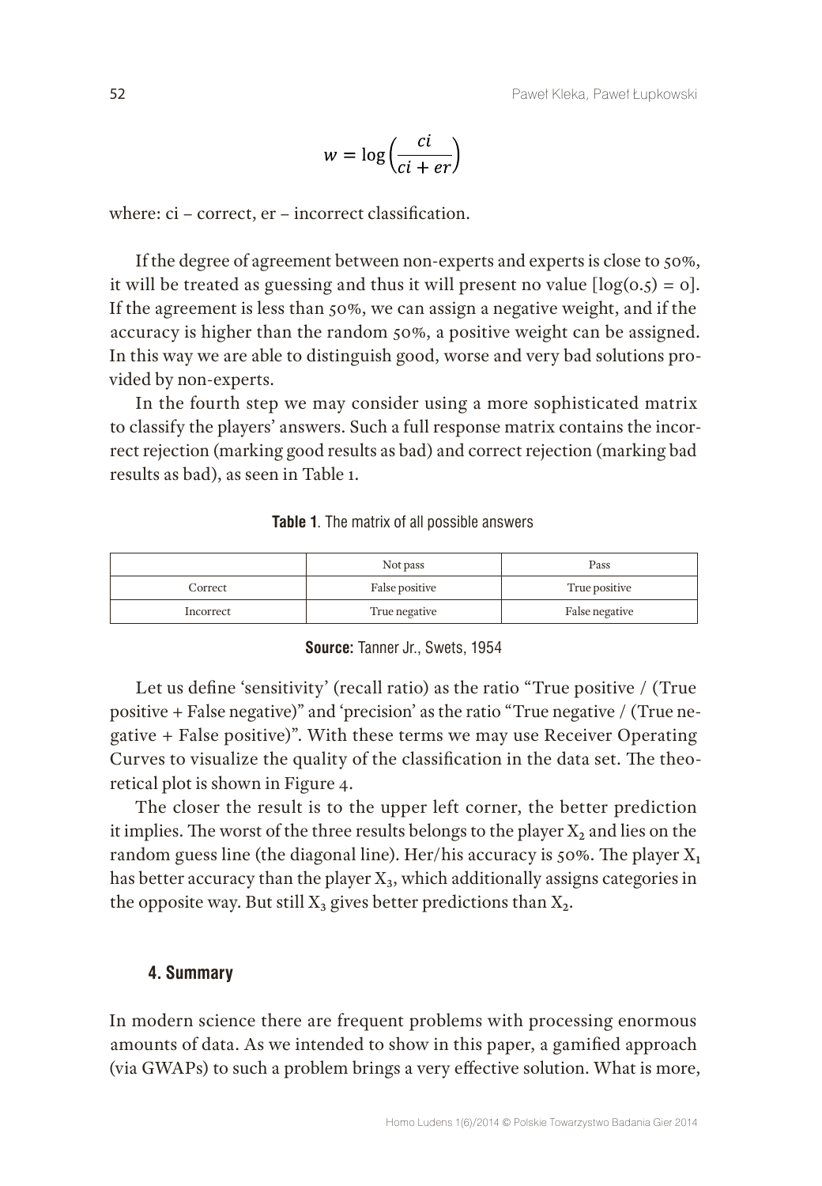$$w = \log\left(\frac{ci}{ci + er}\right)$$

where: ci – correct, er – incorrect classification.

If the degree of agreement between non-experts and experts is close to 50%, it will be treated as guessing and thus it will present no value [log(0.5) = 0]. If the agreement is less than 50%, we can assign a negative weight, and if the accuracy is higher than the random 50%, a positive weight can be assigned. In this way we are able to distinguish good, worse and very bad solutions provided by non-experts.

In the fourth step we may consider using a more sophisticated matrix to classify the players' answers. Such a full response matrix contains the incorrect rejection (marking good results as bad) and correct rejection (marking bad results as bad), as seen in Table 1.

**Table 1**. The matrix of all possible answers

| | Not pass | Pass |
|---|---|---|
| Correct | False positive | True positive |
| Incorrect | True negative | False negative |

**Source:** Tanner Jr., Swets, 1954

Let us define 'sensitivity' (recall ratio) as the ratio "True positive / (True positive + False negative)" and 'precision' as the ratio "True negative / (True negative + False positive)". With these terms we may use Receiver Operating Curves to visualize the quality of the classification in the data set. The theoretical plot is shown in Figure 4.

The closer the result is to the upper left corner, the better prediction it implies. The worst of the three results belongs to the player $X_2$ and lies on the random guess line (the diagonal line). Her/his accuracy is 50%. The player $X_1$ has better accuracy than the player $X_3$, which additionally assigns categories in the opposite way. But still $X_3$ gives better predictions than $X_2$.

## 4. Summary

In modern science there are frequent problems with processing enormous amounts of data. As we intended to show in this paper, a gamified approach (via GWAPs) to such a problem brings a very effective solution. What is more,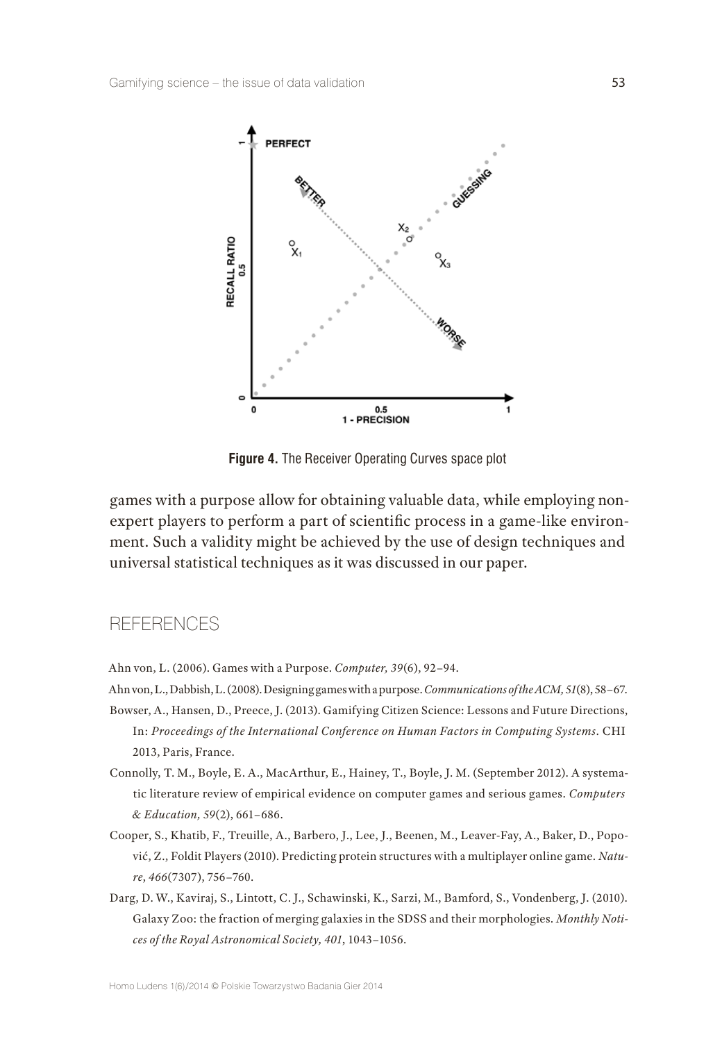**Figure 4.** The Receiver Operating Curves space plot

games with a purpose allow for obtaining valuable data, while employing non-expert players to perform a part of scientific process in a game-like environment. Such a validity might be achieved by the use of design techniques and universal statistical techniques as it was discussed in our paper.

## REFERENCES

Ahn von, L. (2006). Games with a Purpose. *Computer, 39*(6), 92–94.

Ahn von, L., Dabbish, L. (2008). Designing games with a purpose. *Communications of the ACM, 51*(8), 58–67.

Bowser, A., Hansen, D., Preece, J. (2013). Gamifying Citizen Science: Lessons and Future Directions, In: *Proceedings of the International Conference on Human Factors in Computing Systems*. CHI 2013, Paris, France.

Connolly, T. M., Boyle, E. A., MacArthur, E., Hainey, T., Boyle, J. M. (September 2012). A systematic literature review of empirical evidence on computer games and serious games. *Computers & Education, 59*(2), 661–686.

Cooper, S., Khatib, F., Treuille, A., Barbero, J., Lee, J., Beenen, M., Leaver-Fay, A., Baker, D., Popović, Z., Foldit Players (2010). Predicting protein structures with a multiplayer online game. *Nature*, *466*(7307), 756–760.

Darg, D. W., Kaviraj, S., Lintott, C. J., Schawinski, K., Sarzi, M., Bamford, S., Vondenberg, J. (2010). Galaxy Zoo: the fraction of merging galaxies in the SDSS and their morphologies. *Monthly Notices of the Royal Astronomical Society, 401*, 1043–1056.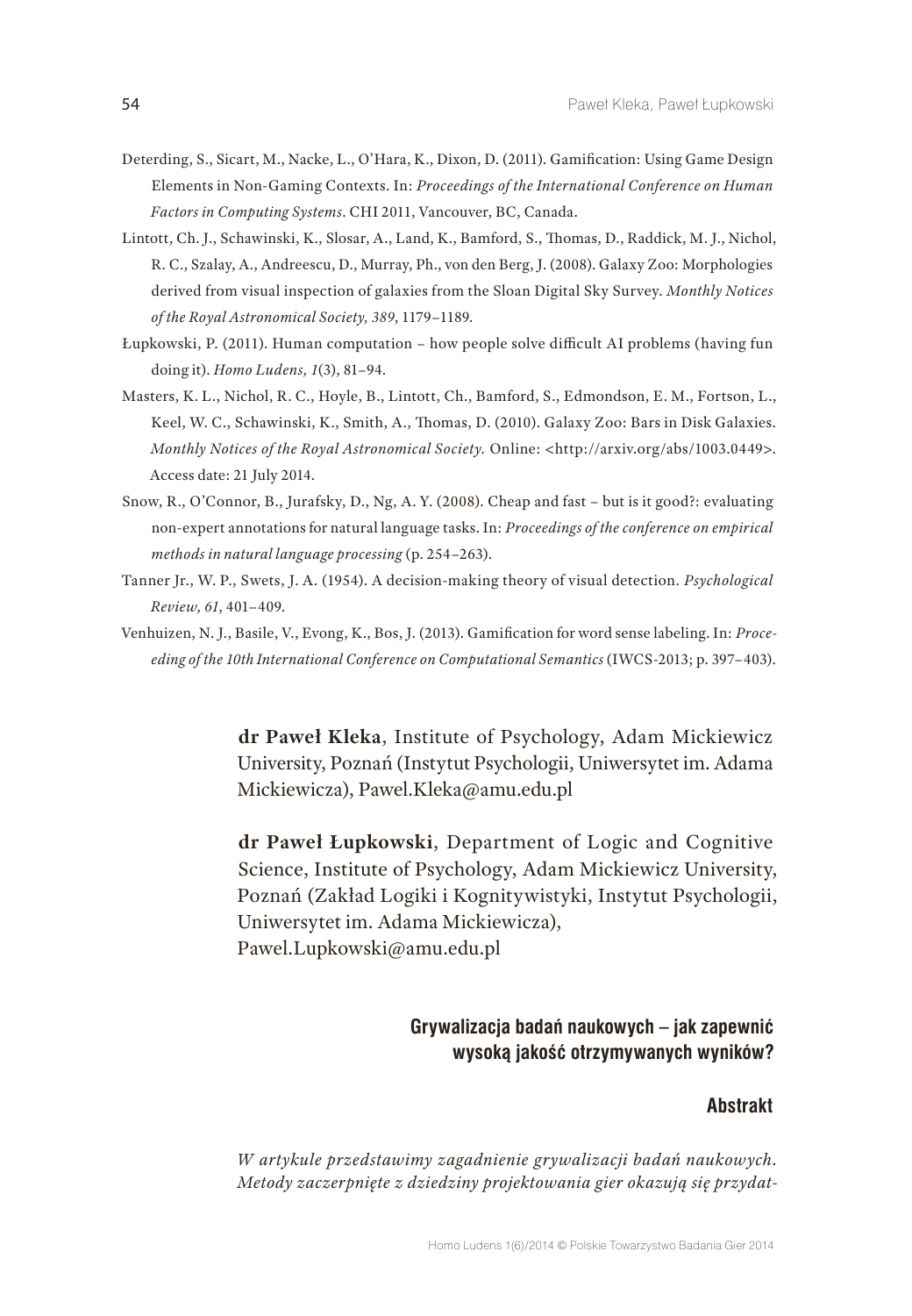Deterding, S., Sicart, M., Nacke, L., O'Hara, K., Dixon, D. (2011). Gamification: Using Game Design Elements in Non-Gaming Contexts. In: *Proceedings of the International Conference on Human Factors in Computing Systems*. CHI 2011, Vancouver, BC, Canada.

Lintott, Ch. J., Schawinski, K., Slosar, A., Land, K., Bamford, S., Thomas, D., Raddick, M. J., Nichol, R. C., Szalay, A., Andreescu, D., Murray, Ph., von den Berg, J. (2008). Galaxy Zoo: Morphologies derived from visual inspection of galaxies from the Sloan Digital Sky Survey. *Monthly Notices of the Royal Astronomical Society, 389*, 1179–1189.

Łupkowski, P. (2011). Human computation – how people solve difficult AI problems (having fun doing it). *Homo Ludens, 1*(3), 81–94.

Masters, K. L., Nichol, R. C., Hoyle, B., Lintott, Ch., Bamford, S., Edmondson, E. M., Fortson, L., Keel, W. C., Schawinski, K., Smith, A., Thomas, D. (2010). Galaxy Zoo: Bars in Disk Galaxies. *Monthly Notices of the Royal Astronomical Society.* Online: <http://arxiv.org/abs/1003.0449>. Access date: 21 July 2014.

Snow, R., O'Connor, B., Jurafsky, D., Ng, A. Y. (2008). Cheap and fast – but is it good?: evaluating non-expert annotations for natural language tasks. In: *Proceedings of the conference on empirical methods in natural language processing* (p. 254–263).

Tanner Jr., W. P., Swets, J. A. (1954). A decision-making theory of visual detection. *Psychological Review, 61*, 401–409.

Venhuizen, N. J., Basile, V., Evong, K., Bos, J. (2013). Gamification for word sense labeling. In: *Proceeding of the 10th International Conference on Computational Semantics* (IWCS-2013; p. 397–403).

**dr Paweł Kleka**, Institute of Psychology, Adam Mickiewicz University, Poznań (Instytut Psychologii, Uniwersytet im. Adama Mickiewicza), Pawel.Kleka@amu.edu.pl

**dr Paweł Łupkowski**, Department of Logic and Cognitive Science, Institute of Psychology, Adam Mickiewicz University, Poznań (Zakład Logiki i Kognitywistyki, Instytut Psychologii, Uniwersytet im. Adama Mickiewicza), Pawel.Lupkowski@amu.edu.pl

## Grywalizacja badań naukowych – jak zapewnić wysoką jakość otrzymywanych wyników?

### Abstrakt

*W artykule przedstawimy zagadnienie grywalizacji badań naukowych. Metody zaczerpnięte z dziedziny projektowania gier okazują się przydat-*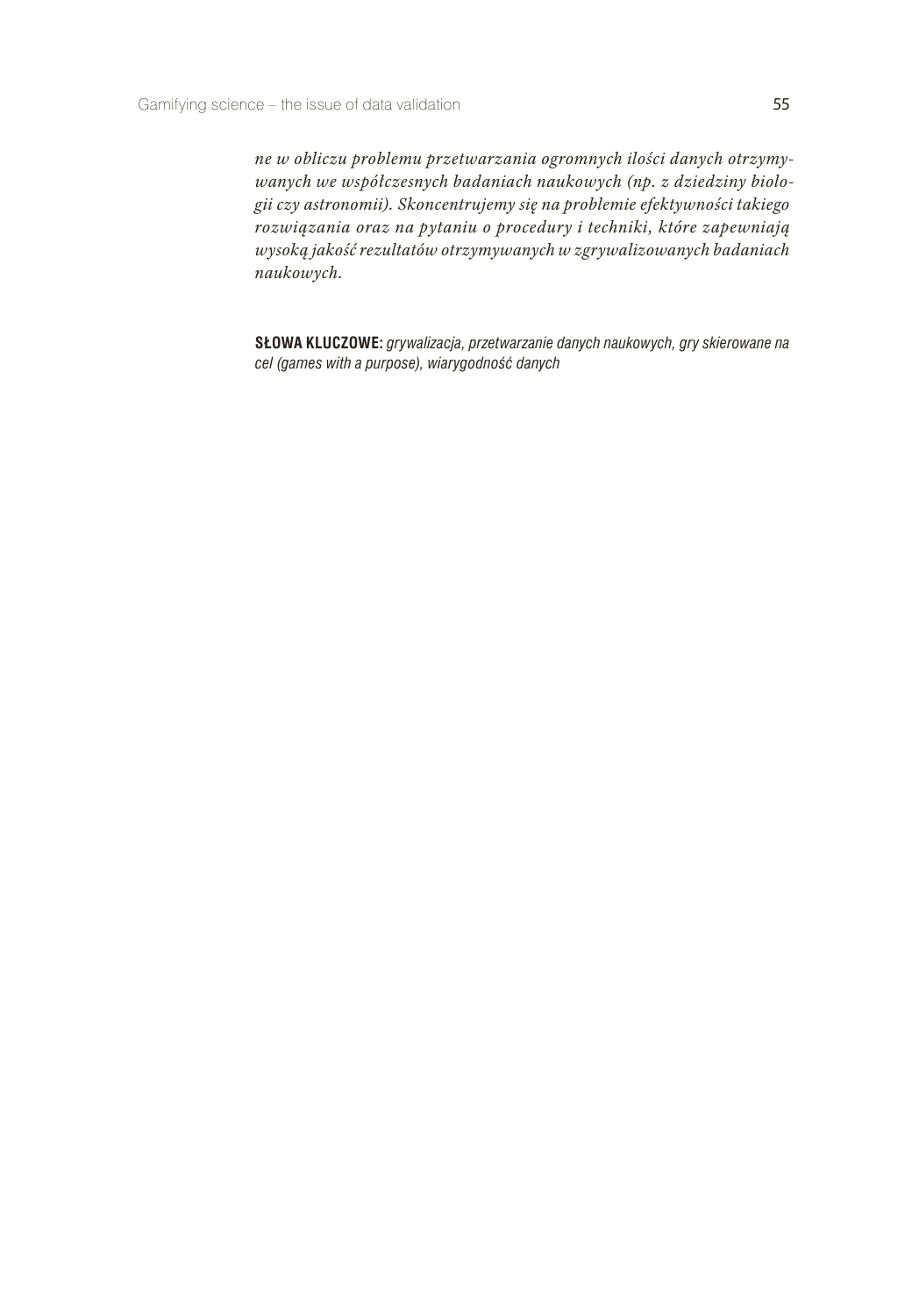*ne w obliczu problemu przetwarzania ogromnych ilości danych otrzymywanych we współczesnych badaniach naukowych (np. z dziedziny biologii czy astronomii). Skoncentrujemy się na problemie efektywności takiego rozwiązania oraz na pytaniu o procedury i techniki, które zapewniają wysoką jakość rezultatów otrzymywanych w zgrywalizowanych badaniach naukowych.*

**SŁOWA KLUCZOWE:** *grywalizacja, przetwarzanie danych naukowych, gry skierowane na cel (games with a purpose), wiarygodność danych*